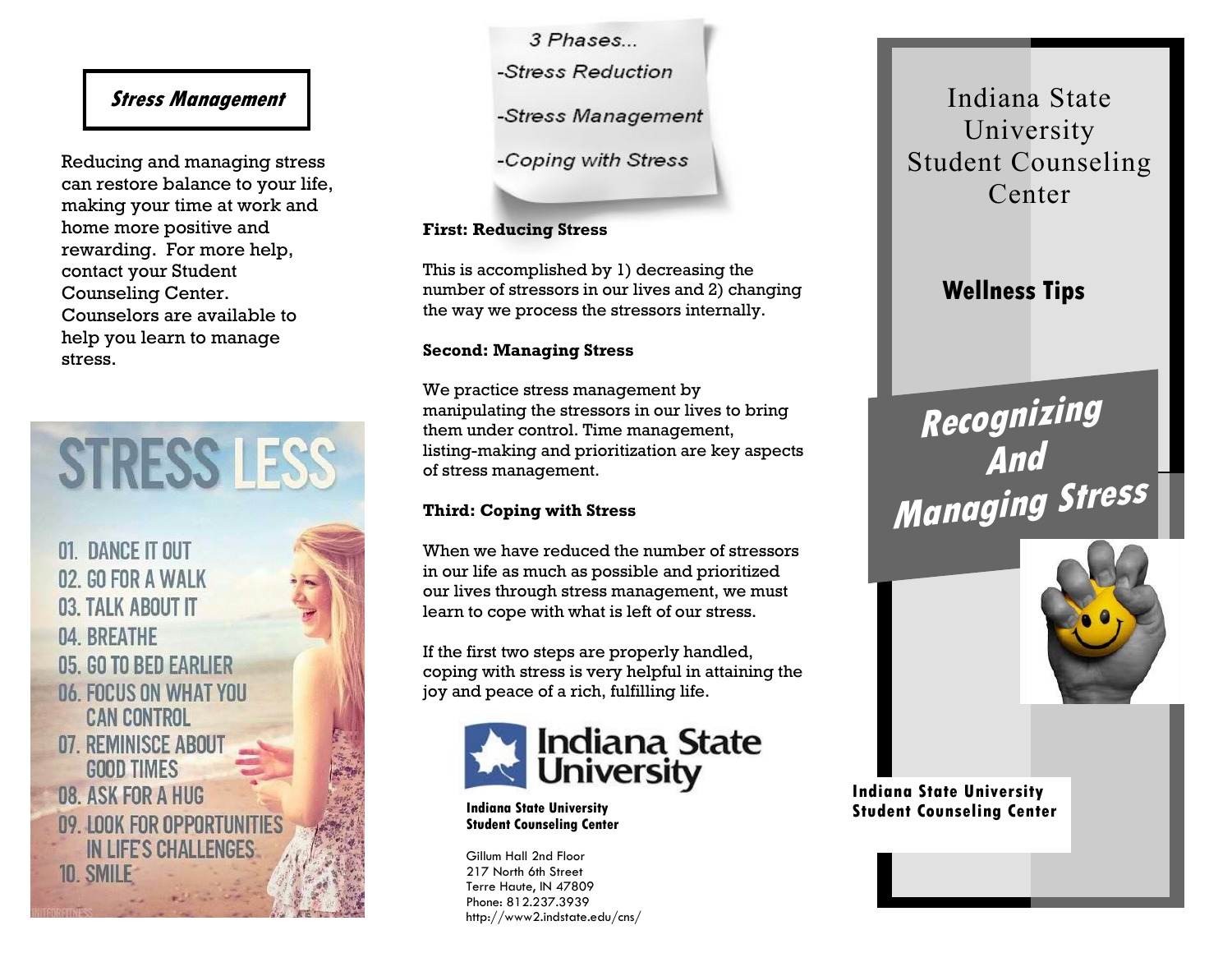## Stress Management

Reducing and managing stress can restore balance to your life, making your time at work and home more positive and rewarding. For more help, contact your Student Counseling Center. Counselors are available to help you learn to manage stress.

**STRESS LESS**

01. DANCE IT OUT
02. GO FOR A WALK
03. TALK ABOUT IT
04. BREATHE
05. GO TO BED EARLIER
06. FOCUS ON WHAT YOU CAN CONTROL
07. REMINISCE ABOUT GOOD TIMES
08. ASK FOR A HUG
09. LOOK FOR OPPORTUNITIES IN LIFE'S CHALLENGES
10. SMILE

*3 Phases...*

*-Stress Reduction*

*-Stress Management*

*-Coping with Stress*

**First: Reducing Stress**

This is accomplished by 1) decreasing the number of stressors in our lives and 2) changing the way we process the stressors internally.

**Second: Managing Stress**

We practice stress management by manipulating the stressors in our lives to bring them under control. Time management, listing-making and prioritization are key aspects of stress management.

**Third: Coping with Stress**

When we have reduced the number of stressors in our life as much as possible and prioritized our lives through stress management, we must learn to cope with what is left of our stress.

If the first two steps are properly handled, coping with stress is very helpful in attaining the joy and peace of a rich, fulfilling life.

Indiana State University

**Indiana State University Student Counseling Center**

Gillum Hall 2nd Floor
217 North 6th Street
Terre Haute, IN 47809
Phone: 812.237.3939
http://www2.indstate.edu/cns/

# Indiana State University Student Counseling Center

**Wellness Tips**

# *Recognizing And Managing Stress*

**Indiana State University Student Counseling Center**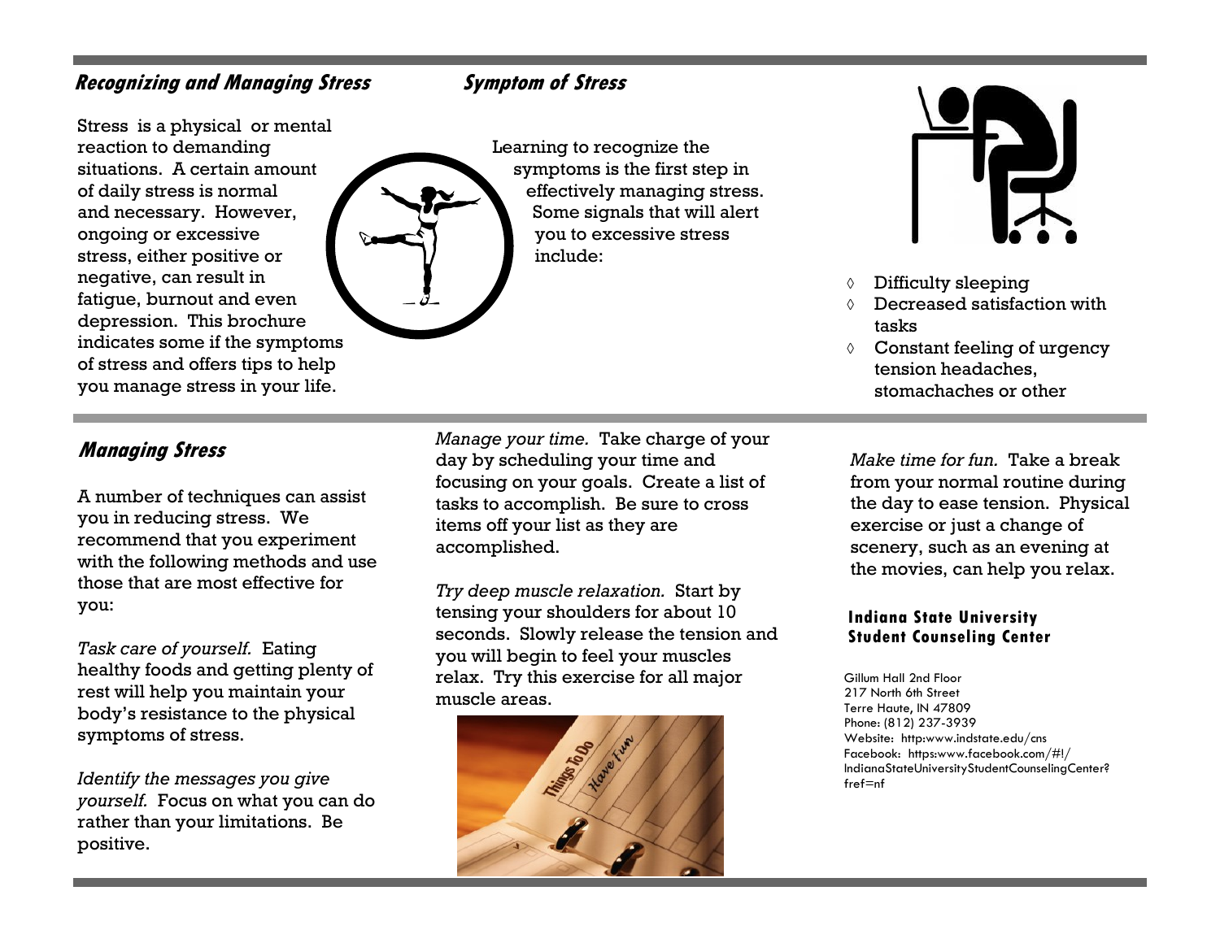## Recognizing and Managing Stress

Stress is a physical or mental reaction to demanding situations. A certain amount of daily stress is normal and necessary. However, ongoing or excessive stress, either positive or negative, can result in fatigue, burnout and even depression. This brochure indicates some if the symptoms of stress and offers tips to help you manage stress in your life.

## Symptom of Stress

Learning to recognize the symptoms is the first step in effectively managing stress. Some signals that will alert you to excessive stress include:

- Difficulty sleeping
- Decreased satisfaction with tasks
- Constant feeling of urgency tension headaches, stomachaches or other

## Managing Stress

A number of techniques can assist you in reducing stress. We recommend that you experiment with the following methods and use those that are most effective for you:

*Task care of yourself.* Eating healthy foods and getting plenty of rest will help you maintain your body's resistance to the physical symptoms of stress.

*Identify the messages you give yourself.* Focus on what you can do rather than your limitations. Be positive.

*Manage your time.* Take charge of your day by scheduling your time and focusing on your goals. Create a list of tasks to accomplish. Be sure to cross items off your list as they are accomplished.

*Try deep muscle relaxation.* Start by tensing your shoulders for about 10 seconds. Slowly release the tension and you will begin to feel your muscles relax. Try this exercise for all major muscle areas.

*Make time for fun.* Take a break from your normal routine during the day to ease tension. Physical exercise or just a change of scenery, such as an evening at the movies, can help you relax.

**Indiana State University Student Counseling Center**

Gillum Hall 2nd Floor
217 North 6th Street
Terre Haute, IN 47809
Phone: (812) 237-3939
Website: http:www.indstate.edu/cns
Facebook: https:www.facebook.com/#!/IndianaStateUniversityStudentCounselingCenter?fref=nf